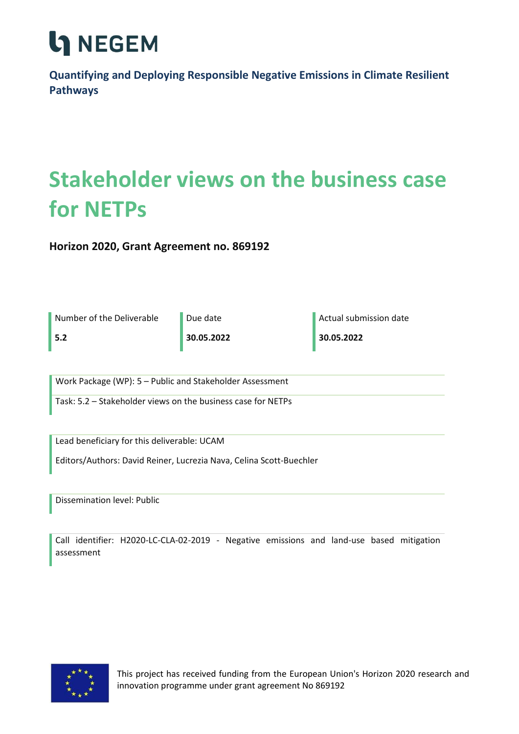# NEGEM

**Quantifying and Deploying Responsible Negative Emissions in Climate Resilient Pathways**

# Stakeholder views on the business case for NETPs

**Horizon 2020, Grant Agreement no. 869192**

| Number of the Deliverable | Due date | Actual submission date |
|---|---|---|
| **5.2** | **30.05.2022** | **30.05.2022** |

Work Package (WP): 5 – Public and Stakeholder Assessment

Task: 5.2 – Stakeholder views on the business case for NETPs

Lead beneficiary for this deliverable: UCAM

Editors/Authors: David Reiner, Lucrezia Nava, Celina Scott-Buechler

Dissemination level: Public

Call identifier: H2020-LC-CLA-02-2019 - Negative emissions and land-use based mitigation assessment

This project has received funding from the European Union's Horizon 2020 research and innovation programme under grant agreement No 869192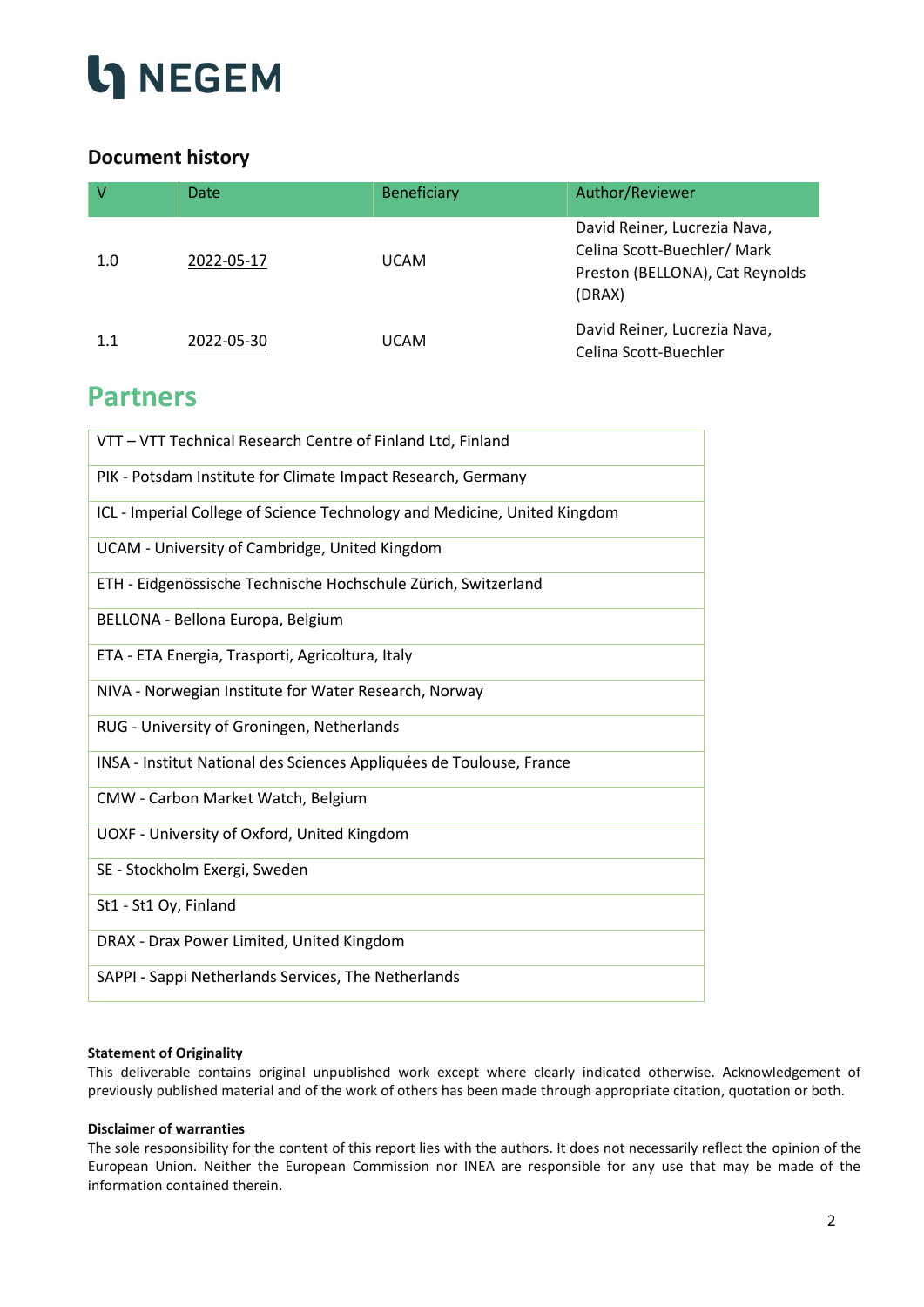NEGEM

### Document history

| V | Date | Beneficiary | Author/Reviewer |
|---|---|---|---|
| 1.0 | 2022-05-17 | UCAM | David Reiner, Lucrezia Nava, Celina Scott-Buechler/ Mark Preston (BELLONA), Cat Reynolds (DRAX) |
| 1.1 | 2022-05-30 | UCAM | David Reiner, Lucrezia Nava, Celina Scott-Buechler |

## Partners

| |
|---|
| VTT – VTT Technical Research Centre of Finland Ltd, Finland |
| PIK - Potsdam Institute for Climate Impact Research, Germany |
| ICL - Imperial College of Science Technology and Medicine, United Kingdom |
| UCAM - University of Cambridge, United Kingdom |
| ETH - Eidgenössische Technische Hochschule Zürich, Switzerland |
| BELLONA - Bellona Europa, Belgium |
| ETA - ETA Energia, Trasporti, Agricoltura, Italy |
| NIVA - Norwegian Institute for Water Research, Norway |
| RUG - University of Groningen, Netherlands |
| INSA - Institut National des Sciences Appliquées de Toulouse, France |
| CMW - Carbon Market Watch, Belgium |
| UOXF - University of Oxford, United Kingdom |
| SE - Stockholm Exergi, Sweden |
| St1 - St1 Oy, Finland |
| DRAX - Drax Power Limited, United Kingdom |
| SAPPI - Sappi Netherlands Services, The Netherlands |

**Statement of Originality**

This deliverable contains original unpublished work except where clearly indicated otherwise. Acknowledgement of previously published material and of the work of others has been made through appropriate citation, quotation or both.

**Disclaimer of warranties**

The sole responsibility for the content of this report lies with the authors. It does not necessarily reflect the opinion of the European Union. Neither the European Commission nor INEA are responsible for any use that may be made of the information contained therein.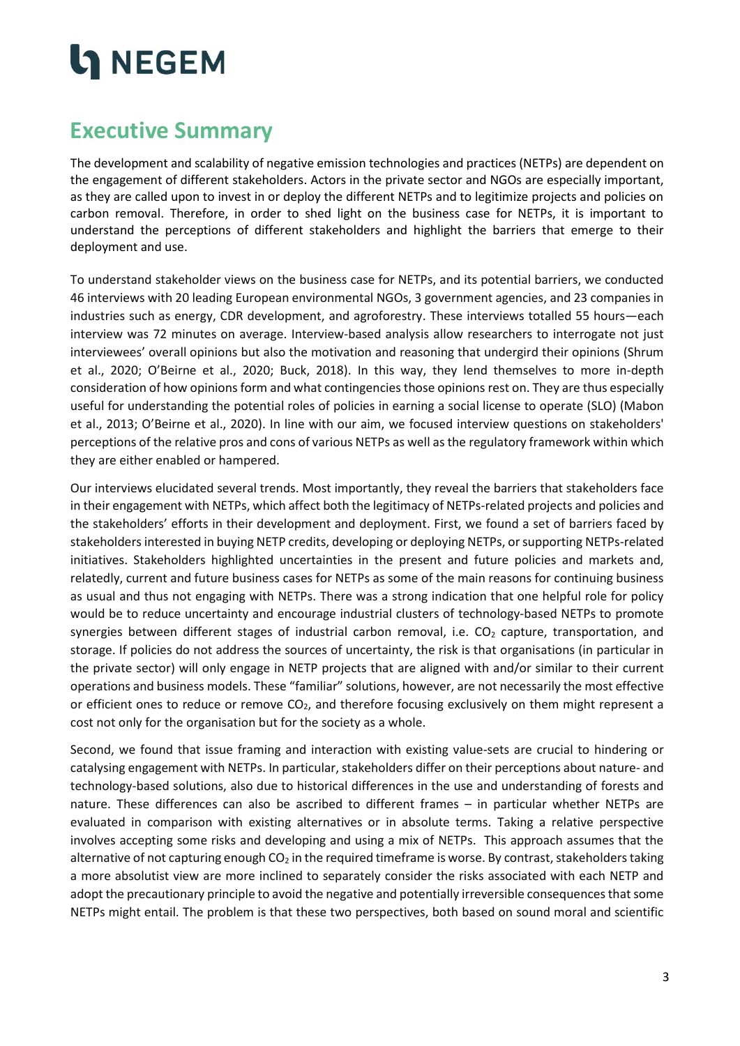## Executive Summary

The development and scalability of negative emission technologies and practices (NETPs) are dependent on the engagement of different stakeholders. Actors in the private sector and NGOs are especially important, as they are called upon to invest in or deploy the different NETPs and to legitimize projects and policies on carbon removal. Therefore, in order to shed light on the business case for NETPs, it is important to understand the perceptions of different stakeholders and highlight the barriers that emerge to their deployment and use.

To understand stakeholder views on the business case for NETPs, and its potential barriers, we conducted 46 interviews with 20 leading European environmental NGOs, 3 government agencies, and 23 companies in industries such as energy, CDR development, and agroforestry. These interviews totalled 55 hours—each interview was 72 minutes on average. Interview-based analysis allow researchers to interrogate not just interviewees' overall opinions but also the motivation and reasoning that undergird their opinions (Shrum et al., 2020; O'Beirne et al., 2020; Buck, 2018). In this way, they lend themselves to more in-depth consideration of how opinions form and what contingencies those opinions rest on. They are thus especially useful for understanding the potential roles of policies in earning a social license to operate (SLO) (Mabon et al., 2013; O'Beirne et al., 2020). In line with our aim, we focused interview questions on stakeholders' perceptions of the relative pros and cons of various NETPs as well as the regulatory framework within which they are either enabled or hampered.

Our interviews elucidated several trends. Most importantly, they reveal the barriers that stakeholders face in their engagement with NETPs, which affect both the legitimacy of NETPs-related projects and policies and the stakeholders' efforts in their development and deployment. First, we found a set of barriers faced by stakeholders interested in buying NETP credits, developing or deploying NETPs, or supporting NETPs-related initiatives. Stakeholders highlighted uncertainties in the present and future policies and markets and, relatedly, current and future business cases for NETPs as some of the main reasons for continuing business as usual and thus not engaging with NETPs. There was a strong indication that one helpful role for policy would be to reduce uncertainty and encourage industrial clusters of technology-based NETPs to promote synergies between different stages of industrial carbon removal, i.e. $CO_2$ capture, transportation, and storage. If policies do not address the sources of uncertainty, the risk is that organisations (in particular in the private sector) will only engage in NETP projects that are aligned with and/or similar to their current operations and business models. These "familiar" solutions, however, are not necessarily the most effective or efficient ones to reduce or remove $CO_2$, and therefore focusing exclusively on them might represent a cost not only for the organisation but for the society as a whole.

Second, we found that issue framing and interaction with existing value-sets are crucial to hindering or catalysing engagement with NETPs. In particular, stakeholders differ on their perceptions about nature- and technology-based solutions, also due to historical differences in the use and understanding of forests and nature. These differences can also be ascribed to different frames – in particular whether NETPs are evaluated in comparison with existing alternatives or in absolute terms. Taking a relative perspective involves accepting some risks and developing and using a mix of NETPs. This approach assumes that the alternative of not capturing enough $CO_2$ in the required timeframe is worse. By contrast, stakeholders taking a more absolutist view are more inclined to separately consider the risks associated with each NETP and adopt the precautionary principle to avoid the negative and potentially irreversible consequences that some NETPs might entail. The problem is that these two perspectives, both based on sound moral and scientific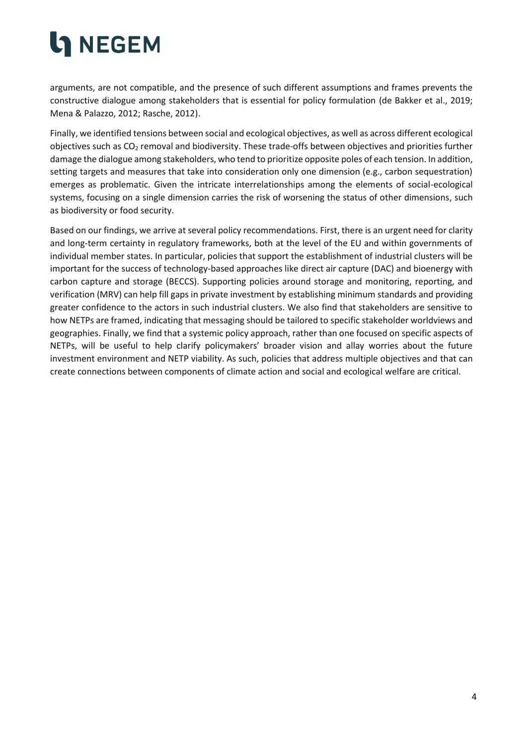arguments, are not compatible, and the presence of such different assumptions and frames prevents the constructive dialogue among stakeholders that is essential for policy formulation (de Bakker et al., 2019; Mena & Palazzo, 2012; Rasche, 2012).

Finally, we identified tensions between social and ecological objectives, as well as across different ecological objectives such as $CO_2$ removal and biodiversity. These trade-offs between objectives and priorities further damage the dialogue among stakeholders, who tend to prioritize opposite poles of each tension. In addition, setting targets and measures that take into consideration only one dimension (e.g., carbon sequestration) emerges as problematic. Given the intricate interrelationships among the elements of social-ecological systems, focusing on a single dimension carries the risk of worsening the status of other dimensions, such as biodiversity or food security.

Based on our findings, we arrive at several policy recommendations. First, there is an urgent need for clarity and long-term certainty in regulatory frameworks, both at the level of the EU and within governments of individual member states. In particular, policies that support the establishment of industrial clusters will be important for the success of technology-based approaches like direct air capture (DAC) and bioenergy with carbon capture and storage (BECCS). Supporting policies around storage and monitoring, reporting, and verification (MRV) can help fill gaps in private investment by establishing minimum standards and providing greater confidence to the actors in such industrial clusters. We also find that stakeholders are sensitive to how NETPs are framed, indicating that messaging should be tailored to specific stakeholder worldviews and geographies. Finally, we find that a systemic policy approach, rather than one focused on specific aspects of NETPs, will be useful to help clarify policymakers' broader vision and allay worries about the future investment environment and NETP viability. As such, policies that address multiple objectives and that can create connections between components of climate action and social and ecological welfare are critical.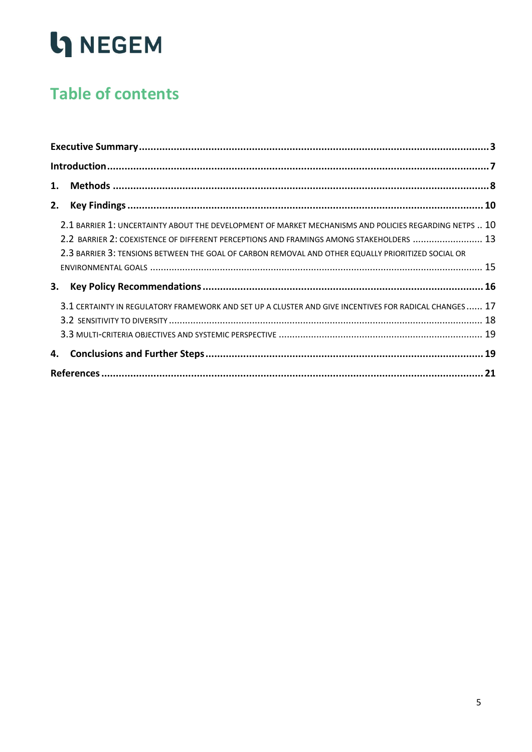# Table of contents

- **Executive Summary** ........ **3**
- **Introduction** ........ **7**
- **1. Methods** ........ **8**
- **2. Key Findings** ........ **10**
  - 2.1 BARRIER 1: UNCERTAINTY ABOUT THE DEVELOPMENT OF MARKET MECHANISMS AND POLICIES REGARDING NETPS .. 10
  - 2.2 BARRIER 2: COEXISTENCE OF DIFFERENT PERCEPTIONS AND FRAMINGS AMONG STAKEHOLDERS ........ 13
  - 2.3 BARRIER 3: TENSIONS BETWEEN THE GOAL OF CARBON REMOVAL AND OTHER EQUALLY PRIORITIZED SOCIAL OR ENVIRONMENTAL GOALS ........ 15
- **3. Key Policy Recommendations** ........ **16**
  - 3.1 CERTAINTY IN REGULATORY FRAMEWORK AND SET UP A CLUSTER AND GIVE INCENTIVES FOR RADICAL CHANGES ...... 17
  - 3.2 SENSITIVITY TO DIVERSITY ........ 18
  - 3.3 MULTI-CRITERIA OBJECTIVES AND SYSTEMIC PERSPECTIVE ........ 19
- **4. Conclusions and Further Steps** ........ **19**
- **References** ........ **21**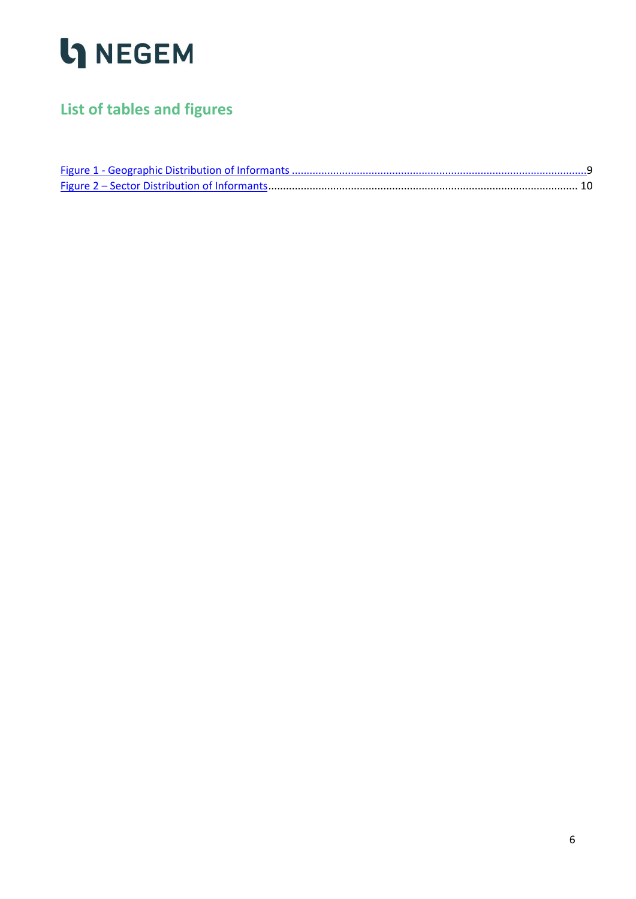## List of tables and figures

Figure 1 - Geographic Distribution of Informants ....................................................................................................9
Figure 2 – Sector Distribution of Informants........................................................................................................ 10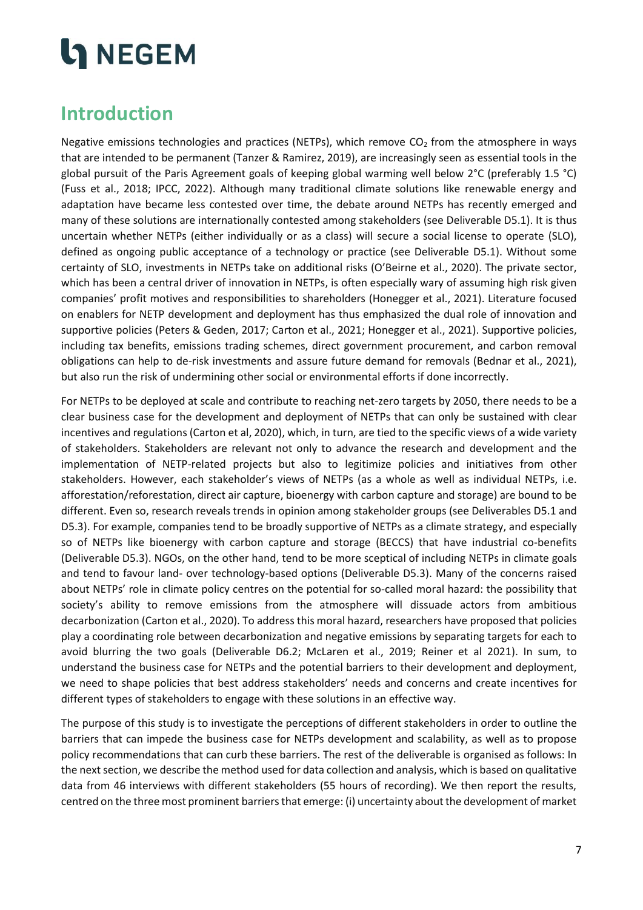## Introduction

Negative emissions technologies and practices (NETPs), which remove $CO_2$ from the atmosphere in ways that are intended to be permanent (Tanzer & Ramirez, 2019), are increasingly seen as essential tools in the global pursuit of the Paris Agreement goals of keeping global warming well below 2°C (preferably 1.5 °C) (Fuss et al., 2018; IPCC, 2022). Although many traditional climate solutions like renewable energy and adaptation have became less contested over time, the debate around NETPs has recently emerged and many of these solutions are internationally contested among stakeholders (see Deliverable D5.1). It is thus uncertain whether NETPs (either individually or as a class) will secure a social license to operate (SLO), defined as ongoing public acceptance of a technology or practice (see Deliverable D5.1). Without some certainty of SLO, investments in NETPs take on additional risks (O'Beirne et al., 2020). The private sector, which has been a central driver of innovation in NETPs, is often especially wary of assuming high risk given companies' profit motives and responsibilities to shareholders (Honegger et al., 2021). Literature focused on enablers for NETP development and deployment has thus emphasized the dual role of innovation and supportive policies (Peters & Geden, 2017; Carton et al., 2021; Honegger et al., 2021). Supportive policies, including tax benefits, emissions trading schemes, direct government procurement, and carbon removal obligations can help to de-risk investments and assure future demand for removals (Bednar et al., 2021), but also run the risk of undermining other social or environmental efforts if done incorrectly.

For NETPs to be deployed at scale and contribute to reaching net-zero targets by 2050, there needs to be a clear business case for the development and deployment of NETPs that can only be sustained with clear incentives and regulations (Carton et al, 2020), which, in turn, are tied to the specific views of a wide variety of stakeholders. Stakeholders are relevant not only to advance the research and development and the implementation of NETP-related projects but also to legitimize policies and initiatives from other stakeholders. However, each stakeholder's views of NETPs (as a whole as well as individual NETPs, i.e. afforestation/reforestation, direct air capture, bioenergy with carbon capture and storage) are bound to be different. Even so, research reveals trends in opinion among stakeholder groups (see Deliverables D5.1 and D5.3). For example, companies tend to be broadly supportive of NETPs as a climate strategy, and especially so of NETPs like bioenergy with carbon capture and storage (BECCS) that have industrial co-benefits (Deliverable D5.3). NGOs, on the other hand, tend to be more sceptical of including NETPs in climate goals and tend to favour land- over technology-based options (Deliverable D5.3). Many of the concerns raised about NETPs' role in climate policy centres on the potential for so-called moral hazard: the possibility that society's ability to remove emissions from the atmosphere will dissuade actors from ambitious decarbonization (Carton et al., 2020). To address this moral hazard, researchers have proposed that policies play a coordinating role between decarbonization and negative emissions by separating targets for each to avoid blurring the two goals (Deliverable D6.2; McLaren et al., 2019; Reiner et al 2021). In sum, to understand the business case for NETPs and the potential barriers to their development and deployment, we need to shape policies that best address stakeholders' needs and concerns and create incentives for different types of stakeholders to engage with these solutions in an effective way.

The purpose of this study is to investigate the perceptions of different stakeholders in order to outline the barriers that can impede the business case for NETPs development and scalability, as well as to propose policy recommendations that can curb these barriers. The rest of the deliverable is organised as follows: In the next section, we describe the method used for data collection and analysis, which is based on qualitative data from 46 interviews with different stakeholders (55 hours of recording). We then report the results, centred on the three most prominent barriers that emerge: (i) uncertainty about the development of market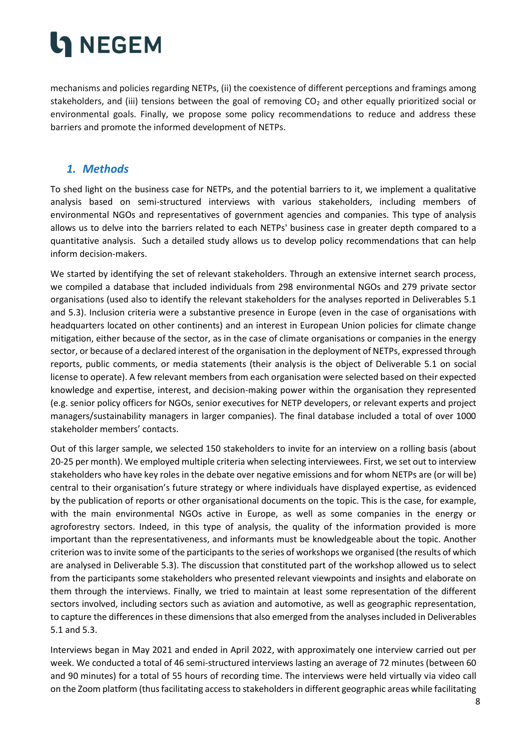mechanisms and policies regarding NETPs, (ii) the coexistence of different perceptions and framings among stakeholders, and (iii) tensions between the goal of removing $CO_2$ and other equally prioritized social or environmental goals. Finally, we propose some policy recommendations to reduce and address these barriers and promote the informed development of NETPs.

## *1. Methods*

To shed light on the business case for NETPs, and the potential barriers to it, we implement a qualitative analysis based on semi-structured interviews with various stakeholders, including members of environmental NGOs and representatives of government agencies and companies. This type of analysis allows us to delve into the barriers related to each NETPs' business case in greater depth compared to a quantitative analysis. Such a detailed study allows us to develop policy recommendations that can help inform decision-makers.

We started by identifying the set of relevant stakeholders. Through an extensive internet search process, we compiled a database that included individuals from 298 environmental NGOs and 279 private sector organisations (used also to identify the relevant stakeholders for the analyses reported in Deliverables 5.1 and 5.3). Inclusion criteria were a substantive presence in Europe (even in the case of organisations with headquarters located on other continents) and an interest in European Union policies for climate change mitigation, either because of the sector, as in the case of climate organisations or companies in the energy sector, or because of a declared interest of the organisation in the deployment of NETPs, expressed through reports, public comments, or media statements (their analysis is the object of Deliverable 5.1 on social license to operate). A few relevant members from each organisation were selected based on their expected knowledge and expertise, interest, and decision-making power within the organisation they represented (e.g. senior policy officers for NGOs, senior executives for NETP developers, or relevant experts and project managers/sustainability managers in larger companies). The final database included a total of over 1000 stakeholder members' contacts.

Out of this larger sample, we selected 150 stakeholders to invite for an interview on a rolling basis (about 20-25 per month). We employed multiple criteria when selecting interviewees. First, we set out to interview stakeholders who have key roles in the debate over negative emissions and for whom NETPs are (or will be) central to their organisation's future strategy or where individuals have displayed expertise, as evidenced by the publication of reports or other organisational documents on the topic. This is the case, for example, with the main environmental NGOs active in Europe, as well as some companies in the energy or agroforestry sectors. Indeed, in this type of analysis, the quality of the information provided is more important than the representativeness, and informants must be knowledgeable about the topic. Another criterion was to invite some of the participants to the series of workshops we organised (the results of which are analysed in Deliverable 5.3). The discussion that constituted part of the workshop allowed us to select from the participants some stakeholders who presented relevant viewpoints and insights and elaborate on them through the interviews. Finally, we tried to maintain at least some representation of the different sectors involved, including sectors such as aviation and automotive, as well as geographic representation, to capture the differences in these dimensions that also emerged from the analyses included in Deliverables 5.1 and 5.3.

Interviews began in May 2021 and ended in April 2022, with approximately one interview carried out per week. We conducted a total of 46 semi-structured interviews lasting an average of 72 minutes (between 60 and 90 minutes) for a total of 55 hours of recording time. The interviews were held virtually via video call on the Zoom platform (thus facilitating access to stakeholders in different geographic areas while facilitating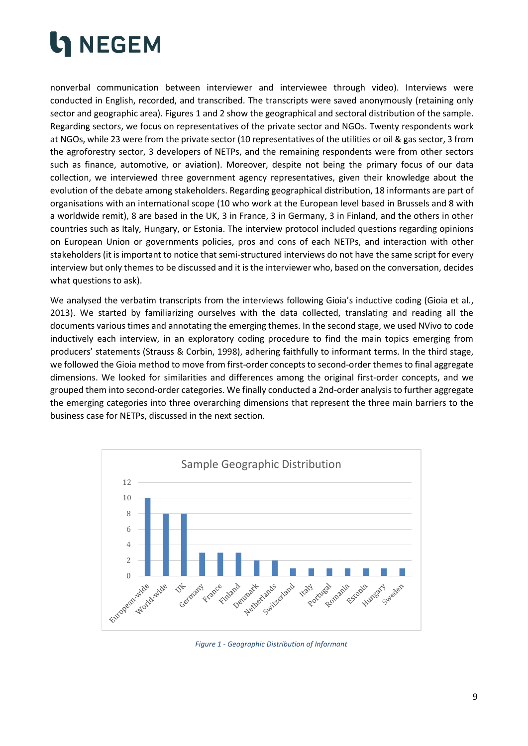nonverbal communication between interviewer and interviewee through video). Interviews were conducted in English, recorded, and transcribed. The transcripts were saved anonymously (retaining only sector and geographic area). Figures 1 and 2 show the geographical and sectoral distribution of the sample. Regarding sectors, we focus on representatives of the private sector and NGOs. Twenty respondents work at NGOs, while 23 were from the private sector (10 representatives of the utilities or oil & gas sector, 3 from the agroforestry sector, 3 developers of NETPs, and the remaining respondents were from other sectors such as finance, automotive, or aviation). Moreover, despite not being the primary focus of our data collection, we interviewed three government agency representatives, given their knowledge about the evolution of the debate among stakeholders. Regarding geographical distribution, 18 informants are part of organisations with an international scope (10 who work at the European level based in Brussels and 8 with a worldwide remit), 8 are based in the UK, 3 in France, 3 in Germany, 3 in Finland, and the others in other countries such as Italy, Hungary, or Estonia. The interview protocol included questions regarding opinions on European Union or governments policies, pros and cons of each NETPs, and interaction with other stakeholders (it is important to notice that semi-structured interviews do not have the same script for every interview but only themes to be discussed and it is the interviewer who, based on the conversation, decides what questions to ask).

We analysed the verbatim transcripts from the interviews following Gioia's inductive coding (Gioia et al., 2013). We started by familiarizing ourselves with the data collected, translating and reading all the documents various times and annotating the emerging themes. In the second stage, we used NVivo to code inductively each interview, in an exploratory coding procedure to find the main topics emerging from producers' statements (Strauss & Corbin, 1998), adhering faithfully to informant terms. In the third stage, we followed the Gioia method to move from first-order concepts to second-order themes to final aggregate dimensions. We looked for similarities and differences among the original first-order concepts, and we grouped them into second-order categories. We finally conducted a 2nd-order analysis to further aggregate the emerging categories into three overarching dimensions that represent the three main barriers to the business case for NETPs, discussed in the next section.

Sample Geographic Distribution

| Region | Count |
|---|---|
| European-wide | 10 |
| World-wide | 8 |
| UK | 8 |
| Germany | 3 |
| France | 3 |
| Finland | 3 |
| Denmark | 2 |
| Netherlands | 2 |
| Switzerland | 1 |
| Italy | 1 |
| Portugal | 1 |
| Romania | 1 |
| Estonia | 1 |
| Hungary | 1 |
| Sweden | 1 |

*Figure 1 - Geographic Distribution of Informant*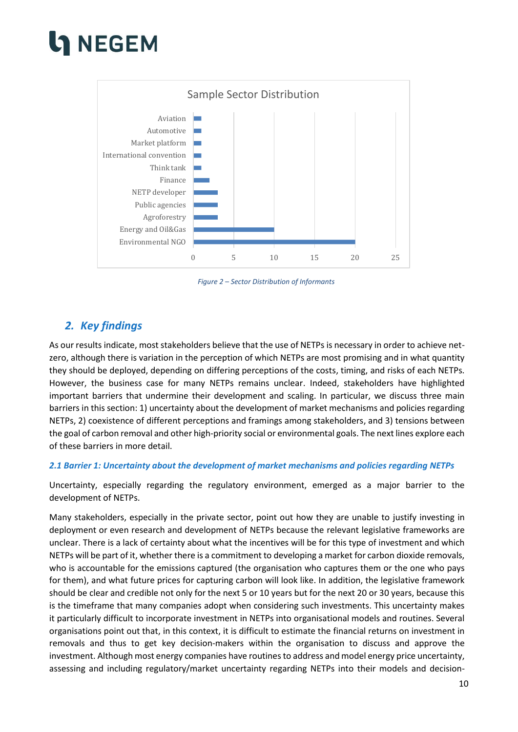Figure 2 – Sector Distribution of Informants

## 2. Key findings

As our results indicate, most stakeholders believe that the use of NETPs is necessary in order to achieve net-zero, although there is variation in the perception of which NETPs are most promising and in what quantity they should be deployed, depending on differing perceptions of the costs, timing, and risks of each NETPs. However, the business case for many NETPs remains unclear. Indeed, stakeholders have highlighted important barriers that undermine their development and scaling. In particular, we discuss three main barriers in this section: 1) uncertainty about the development of market mechanisms and policies regarding NETPs, 2) coexistence of different perceptions and framings among stakeholders, and 3) tensions between the goal of carbon removal and other high-priority social or environmental goals. The next lines explore each of these barriers in more detail.

### 2.1 Barrier 1: Uncertainty about the development of market mechanisms and policies regarding NETPs

Uncertainty, especially regarding the regulatory environment, emerged as a major barrier to the development of NETPs.

Many stakeholders, especially in the private sector, point out how they are unable to justify investing in deployment or even research and development of NETPs because the relevant legislative frameworks are unclear. There is a lack of certainty about what the incentives will be for this type of investment and which NETPs will be part of it, whether there is a commitment to developing a market for carbon dioxide removals, who is accountable for the emissions captured (the organisation who captures them or the one who pays for them), and what future prices for capturing carbon will look like. In addition, the legislative framework should be clear and credible not only for the next 5 or 10 years but for the next 20 or 30 years, because this is the timeframe that many companies adopt when considering such investments. This uncertainty makes it particularly difficult to incorporate investment in NETPs into organisational models and routines. Several organisations point out that, in this context, it is difficult to estimate the financial returns on investment in removals and thus to get key decision-makers within the organisation to discuss and approve the investment. Although most energy companies have routines to address and model energy price uncertainty, assessing and including regulatory/market uncertainty regarding NETPs into their models and decision-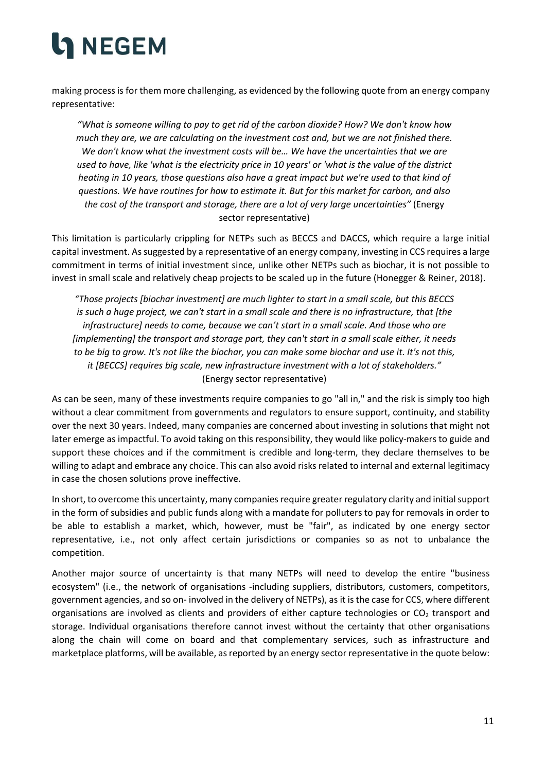making process is for them more challenging, as evidenced by the following quote from an energy company representative:

> *"What is someone willing to pay to get rid of the carbon dioxide? How? We don't know how much they are, we are calculating on the investment cost and, but we are not finished there. We don't know what the investment costs will be… We have the uncertainties that we are used to have, like 'what is the electricity price in 10 years' or 'what is the value of the district heating in 10 years, those questions also have a great impact but we're used to that kind of questions. We have routines for how to estimate it. But for this market for carbon, and also the cost of the transport and storage, there are a lot of very large uncertainties"* (Energy sector representative)

This limitation is particularly crippling for NETPs such as BECCS and DACCS, which require a large initial capital investment. As suggested by a representative of an energy company, investing in CCS requires a large commitment in terms of initial investment since, unlike other NETPs such as biochar, it is not possible to invest in small scale and relatively cheap projects to be scaled up in the future (Honegger & Reiner, 2018).

> *"Those projects [biochar investment] are much lighter to start in a small scale, but this BECCS is such a huge project, we can't start in a small scale and there is no infrastructure, that [the infrastructure] needs to come, because we can't start in a small scale. And those who are [implementing] the transport and storage part, they can't start in a small scale either, it needs to be big to grow. It's not like the biochar, you can make some biochar and use it. It's not this, it [BECCS] requires big scale, new infrastructure investment with a lot of stakeholders."* (Energy sector representative)

As can be seen, many of these investments require companies to go "all in," and the risk is simply too high without a clear commitment from governments and regulators to ensure support, continuity, and stability over the next 30 years. Indeed, many companies are concerned about investing in solutions that might not later emerge as impactful. To avoid taking on this responsibility, they would like policy-makers to guide and support these choices and if the commitment is credible and long-term, they declare themselves to be willing to adapt and embrace any choice. This can also avoid risks related to internal and external legitimacy in case the chosen solutions prove ineffective.

In short, to overcome this uncertainty, many companies require greater regulatory clarity and initial support in the form of subsidies and public funds along with a mandate for polluters to pay for removals in order to be able to establish a market, which, however, must be "fair", as indicated by one energy sector representative, i.e., not only affect certain jurisdictions or companies so as not to unbalance the competition.

Another major source of uncertainty is that many NETPs will need to develop the entire "business ecosystem" (i.e., the network of organisations -including suppliers, distributors, customers, competitors, government agencies, and so on- involved in the delivery of NETPs), as it is the case for CCS, where different organisations are involved as clients and providers of either capture technologies or $CO_2$ transport and storage. Individual organisations therefore cannot invest without the certainty that other organisations along the chain will come on board and that complementary services, such as infrastructure and marketplace platforms, will be available, as reported by an energy sector representative in the quote below: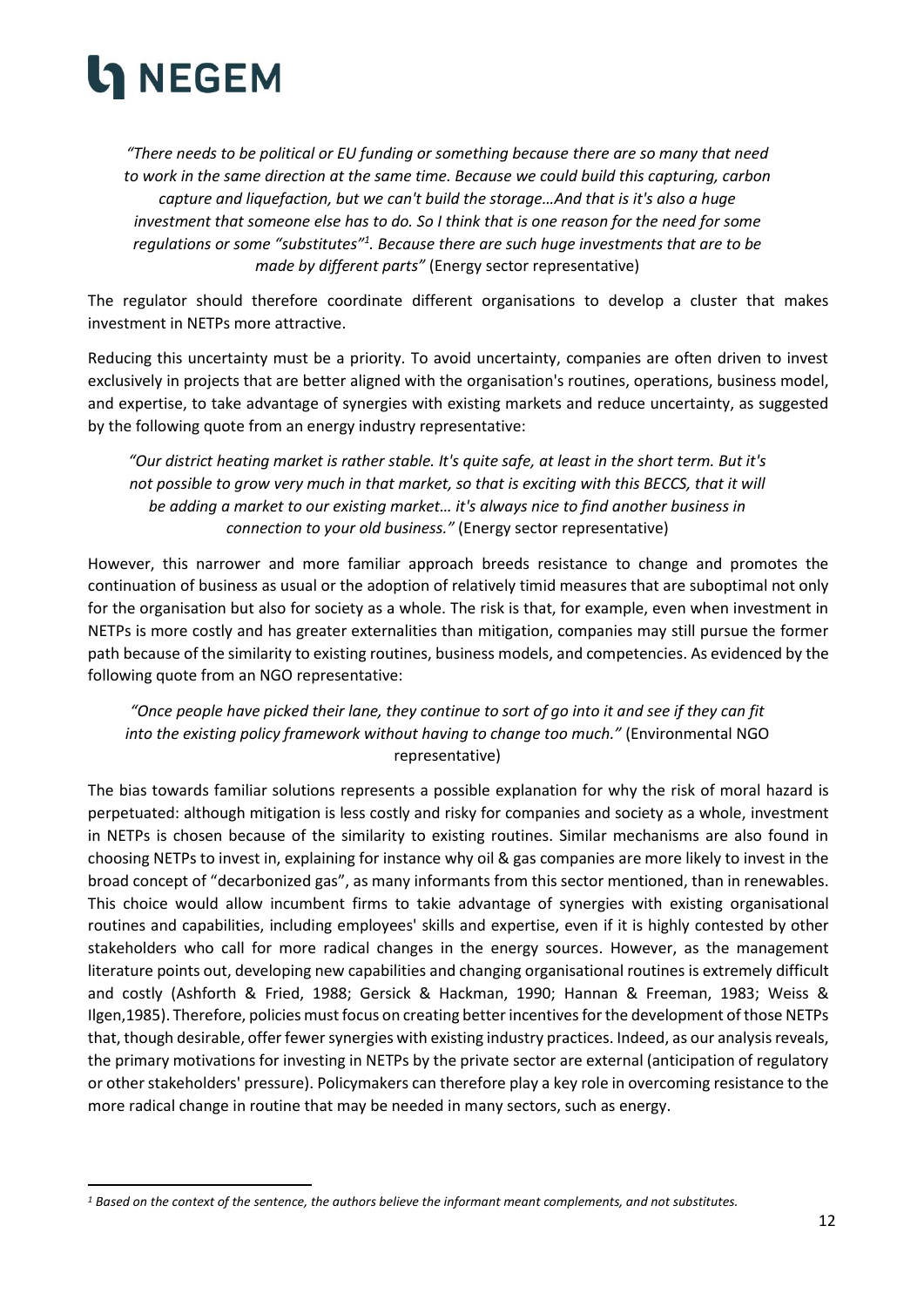*"There needs to be political or EU funding or something because there are so many that need to work in the same direction at the same time. Because we could build this capturing, carbon capture and liquefaction, but we can't build the storage…And that is it's also a huge investment that someone else has to do. So I think that is one reason for the need for some regulations or some "substitutes"[1]. Because there are such huge investments that are to be made by different parts"* (Energy sector representative)

The regulator should therefore coordinate different organisations to develop a cluster that makes investment in NETPs more attractive.

Reducing this uncertainty must be a priority. To avoid uncertainty, companies are often driven to invest exclusively in projects that are better aligned with the organisation's routines, operations, business model, and expertise, to take advantage of synergies with existing markets and reduce uncertainty, as suggested by the following quote from an energy industry representative:

*"Our district heating market is rather stable. It's quite safe, at least in the short term. But it's not possible to grow very much in that market, so that is exciting with this BECCS, that it will be adding a market to our existing market… it's always nice to find another business in connection to your old business."* (Energy sector representative)

However, this narrower and more familiar approach breeds resistance to change and promotes the continuation of business as usual or the adoption of relatively timid measures that are suboptimal not only for the organisation but also for society as a whole. The risk is that, for example, even when investment in NETPs is more costly and has greater externalities than mitigation, companies may still pursue the former path because of the similarity to existing routines, business models, and competencies. As evidenced by the following quote from an NGO representative:

*"Once people have picked their lane, they continue to sort of go into it and see if they can fit into the existing policy framework without having to change too much."* (Environmental NGO representative)

The bias towards familiar solutions represents a possible explanation for why the risk of moral hazard is perpetuated: although mitigation is less costly and risky for companies and society as a whole, investment in NETPs is chosen because of the similarity to existing routines. Similar mechanisms are also found in choosing NETPs to invest in, explaining for instance why oil & gas companies are more likely to invest in the broad concept of "decarbonized gas", as many informants from this sector mentioned, than in renewables. This choice would allow incumbent firms to takie advantage of synergies with existing organisational routines and capabilities, including employees' skills and expertise, even if it is highly contested by other stakeholders who call for more radical changes in the energy sources. However, as the management literature points out, developing new capabilities and changing organisational routines is extremely difficult and costly (Ashforth & Fried, 1988; Gersick & Hackman, 1990; Hannan & Freeman, 1983; Weiss & Ilgen,1985). Therefore, policies must focus on creating better incentives for the development of those NETPs that, though desirable, offer fewer synergies with existing industry practices. Indeed, as our analysis reveals, the primary motivations for investing in NETPs by the private sector are external (anticipation of regulatory or other stakeholders' pressure). Policymakers can therefore play a key role in overcoming resistance to the more radical change in routine that may be needed in many sectors, such as energy.

---

[1] *Based on the context of the sentence, the authors believe the informant meant complements, and not substitutes.*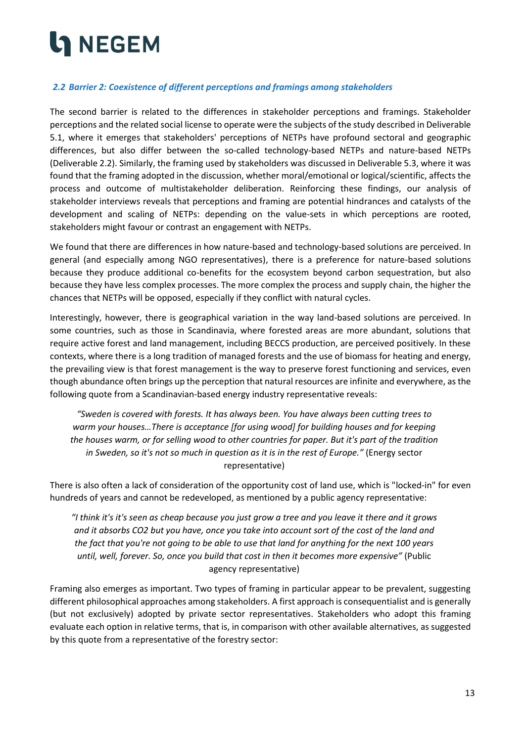### *2.2 Barrier 2: Coexistence of different perceptions and framings among stakeholders*

The second barrier is related to the differences in stakeholder perceptions and framings. Stakeholder perceptions and the related social license to operate were the subjects of the study described in Deliverable 5.1, where it emerges that stakeholders' perceptions of NETPs have profound sectoral and geographic differences, but also differ between the so-called technology-based NETPs and nature-based NETPs (Deliverable 2.2). Similarly, the framing used by stakeholders was discussed in Deliverable 5.3, where it was found that the framing adopted in the discussion, whether moral/emotional or logical/scientific, affects the process and outcome of multistakeholder deliberation. Reinforcing these findings, our analysis of stakeholder interviews reveals that perceptions and framing are potential hindrances and catalysts of the development and scaling of NETPs: depending on the value-sets in which perceptions are rooted, stakeholders might favour or contrast an engagement with NETPs.

We found that there are differences in how nature-based and technology-based solutions are perceived. In general (and especially among NGO representatives), there is a preference for nature-based solutions because they produce additional co-benefits for the ecosystem beyond carbon sequestration, but also because they have less complex processes. The more complex the process and supply chain, the higher the chances that NETPs will be opposed, especially if they conflict with natural cycles.

Interestingly, however, there is geographical variation in the way land-based solutions are perceived. In some countries, such as those in Scandinavia, where forested areas are more abundant, solutions that require active forest and land management, including BECCS production, are perceived positively. In these contexts, where there is a long tradition of managed forests and the use of biomass for heating and energy, the prevailing view is that forest management is the way to preserve forest functioning and services, even though abundance often brings up the perception that natural resources are infinite and everywhere, as the following quote from a Scandinavian-based energy industry representative reveals:

> *"Sweden is covered with forests. It has always been. You have always been cutting trees to warm your houses…There is acceptance [for using wood] for building houses and for keeping the houses warm, or for selling wood to other countries for paper. But it's part of the tradition in Sweden, so it's not so much in question as it is in the rest of Europe."* (Energy sector representative)

There is also often a lack of consideration of the opportunity cost of land use, which is "locked-in" for even hundreds of years and cannot be redeveloped, as mentioned by a public agency representative:

> *"I think it's it's seen as cheap because you just grow a tree and you leave it there and it grows and it absorbs CO2 but you have, once you take into account sort of the cost of the land and the fact that you're not going to be able to use that land for anything for the next 100 years until, well, forever. So, once you build that cost in then it becomes more expensive"* (Public agency representative)

Framing also emerges as important. Two types of framing in particular appear to be prevalent, suggesting different philosophical approaches among stakeholders. A first approach is consequentialist and is generally (but not exclusively) adopted by private sector representatives. Stakeholders who adopt this framing evaluate each option in relative terms, that is, in comparison with other available alternatives, as suggested by this quote from a representative of the forestry sector: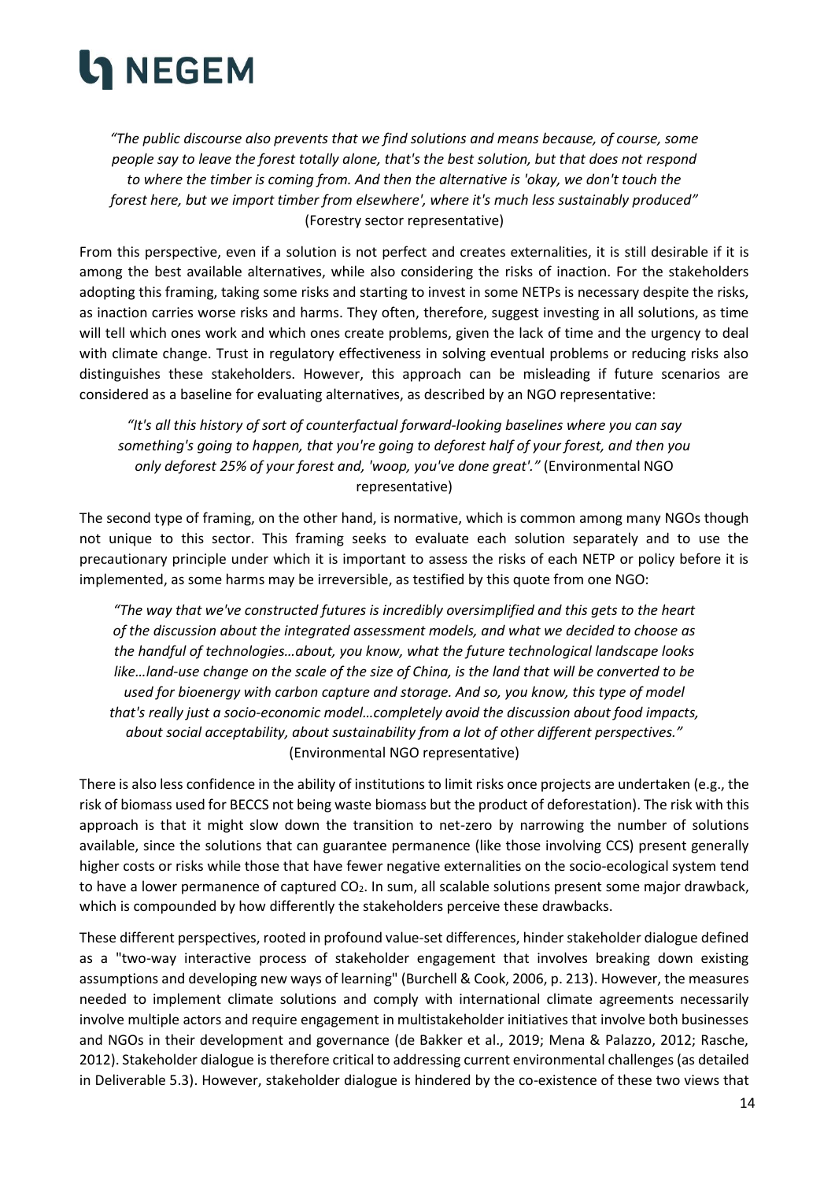*"The public discourse also prevents that we find solutions and means because, of course, some people say to leave the forest totally alone, that's the best solution, but that does not respond to where the timber is coming from. And then the alternative is 'okay, we don't touch the forest here, but we import timber from elsewhere', where it's much less sustainably produced"* (Forestry sector representative)

From this perspective, even if a solution is not perfect and creates externalities, it is still desirable if it is among the best available alternatives, while also considering the risks of inaction. For the stakeholders adopting this framing, taking some risks and starting to invest in some NETPs is necessary despite the risks, as inaction carries worse risks and harms. They often, therefore, suggest investing in all solutions, as time will tell which ones work and which ones create problems, given the lack of time and the urgency to deal with climate change. Trust in regulatory effectiveness in solving eventual problems or reducing risks also distinguishes these stakeholders. However, this approach can be misleading if future scenarios are considered as a baseline for evaluating alternatives, as described by an NGO representative:

*"It's all this history of sort of counterfactual forward-looking baselines where you can say something's going to happen, that you're going to deforest half of your forest, and then you only deforest 25% of your forest and, 'woop, you've done great'."* (Environmental NGO representative)

The second type of framing, on the other hand, is normative, which is common among many NGOs though not unique to this sector. This framing seeks to evaluate each solution separately and to use the precautionary principle under which it is important to assess the risks of each NETP or policy before it is implemented, as some harms may be irreversible, as testified by this quote from one NGO:

*"The way that we've constructed futures is incredibly oversimplified and this gets to the heart of the discussion about the integrated assessment models, and what we decided to choose as the handful of technologies…about, you know, what the future technological landscape looks like…land-use change on the scale of the size of China, is the land that will be converted to be used for bioenergy with carbon capture and storage. And so, you know, this type of model that's really just a socio-economic model…completely avoid the discussion about food impacts, about social acceptability, about sustainability from a lot of other different perspectives."* (Environmental NGO representative)

There is also less confidence in the ability of institutions to limit risks once projects are undertaken (e.g., the risk of biomass used for BECCS not being waste biomass but the product of deforestation). The risk with this approach is that it might slow down the transition to net-zero by narrowing the number of solutions available, since the solutions that can guarantee permanence (like those involving CCS) present generally higher costs or risks while those that have fewer negative externalities on the socio-ecological system tend to have a lower permanence of captured $CO_2$. In sum, all scalable solutions present some major drawback, which is compounded by how differently the stakeholders perceive these drawbacks.

These different perspectives, rooted in profound value-set differences, hinder stakeholder dialogue defined as a "two-way interactive process of stakeholder engagement that involves breaking down existing assumptions and developing new ways of learning" (Burchell & Cook, 2006, p. 213). However, the measures needed to implement climate solutions and comply with international climate agreements necessarily involve multiple actors and require engagement in multistakeholder initiatives that involve both businesses and NGOs in their development and governance (de Bakker et al., 2019; Mena & Palazzo, 2012; Rasche, 2012). Stakeholder dialogue is therefore critical to addressing current environmental challenges (as detailed in Deliverable 5.3). However, stakeholder dialogue is hindered by the co-existence of these two views that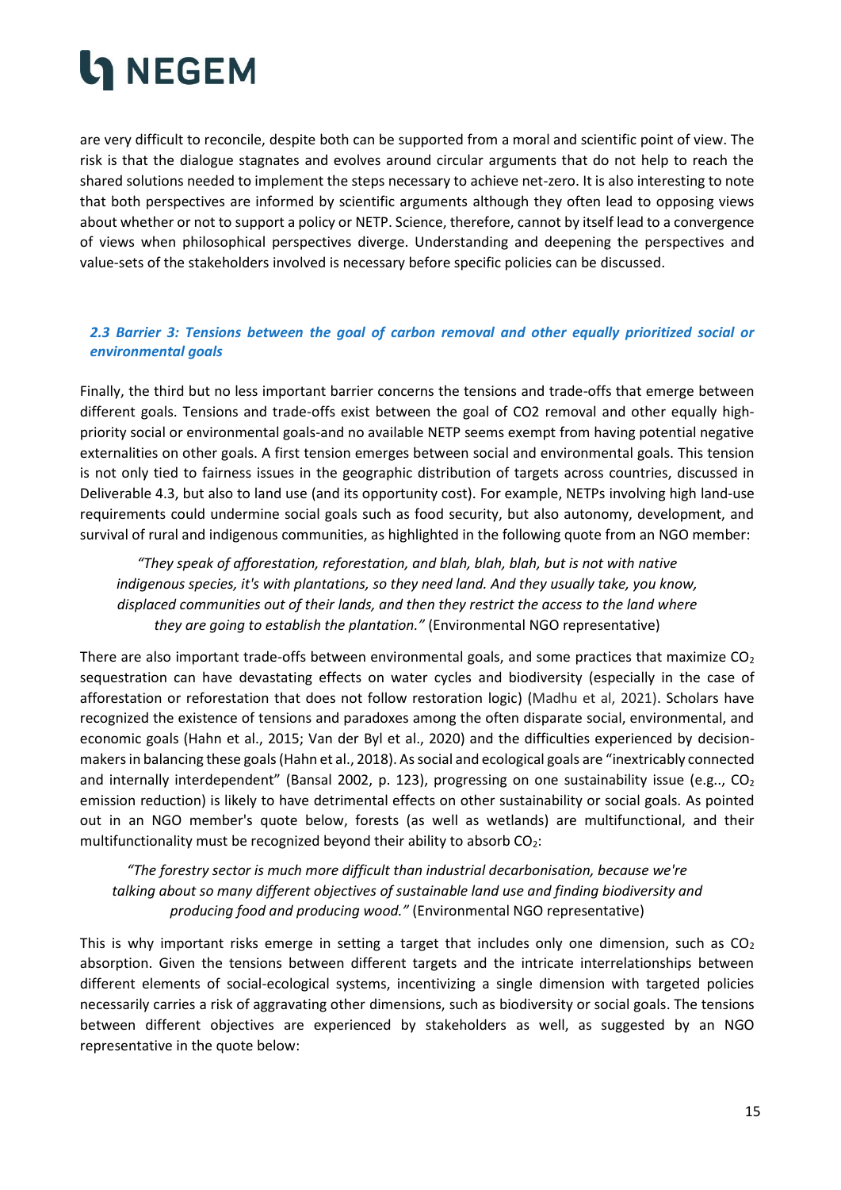are very difficult to reconcile, despite both can be supported from a moral and scientific point of view. The risk is that the dialogue stagnates and evolves around circular arguments that do not help to reach the shared solutions needed to implement the steps necessary to achieve net-zero. It is also interesting to note that both perspectives are informed by scientific arguments although they often lead to opposing views about whether or not to support a policy or NETP. Science, therefore, cannot by itself lead to a convergence of views when philosophical perspectives diverge. Understanding and deepening the perspectives and value-sets of the stakeholders involved is necessary before specific policies can be discussed.

### *2.3 Barrier 3: Tensions between the goal of carbon removal and other equally prioritized social or environmental goals*

Finally, the third but no less important barrier concerns the tensions and trade-offs that emerge between different goals. Tensions and trade-offs exist between the goal of CO2 removal and other equally high-priority social or environmental goals-and no available NETP seems exempt from having potential negative externalities on other goals. A first tension emerges between social and environmental goals. This tension is not only tied to fairness issues in the geographic distribution of targets across countries, discussed in Deliverable 4.3, but also to land use (and its opportunity cost). For example, NETPs involving high land-use requirements could undermine social goals such as food security, but also autonomy, development, and survival of rural and indigenous communities, as highlighted in the following quote from an NGO member:

> *"They speak of afforestation, reforestation, and blah, blah, blah, but is not with native indigenous species, it's with plantations, so they need land. And they usually take, you know, displaced communities out of their lands, and then they restrict the access to the land where they are going to establish the plantation."* (Environmental NGO representative)

There are also important trade-offs between environmental goals, and some practices that maximize $CO_2$ sequestration can have devastating effects on water cycles and biodiversity (especially in the case of afforestation or reforestation that does not follow restoration logic) (Madhu et al, 2021). Scholars have recognized the existence of tensions and paradoxes among the often disparate social, environmental, and economic goals (Hahn et al., 2015; Van der Byl et al., 2020) and the difficulties experienced by decision-makers in balancing these goals (Hahn et al., 2018). As social and ecological goals are "inextricably connected and internally interdependent" (Bansal 2002, p. 123), progressing on one sustainability issue (e.g.., $CO_2$ emission reduction) is likely to have detrimental effects on other sustainability or social goals. As pointed out in an NGO member's quote below, forests (as well as wetlands) are multifunctional, and their multifunctionality must be recognized beyond their ability to absorb $CO_2$:

> *"The forestry sector is much more difficult than industrial decarbonisation, because we're talking about so many different objectives of sustainable land use and finding biodiversity and producing food and producing wood."* (Environmental NGO representative)

This is why important risks emerge in setting a target that includes only one dimension, such as $CO_2$ absorption. Given the tensions between different targets and the intricate interrelationships between different elements of social-ecological systems, incentivizing a single dimension with targeted policies necessarily carries a risk of aggravating other dimensions, such as biodiversity or social goals. The tensions between different objectives are experienced by stakeholders as well, as suggested by an NGO representative in the quote below: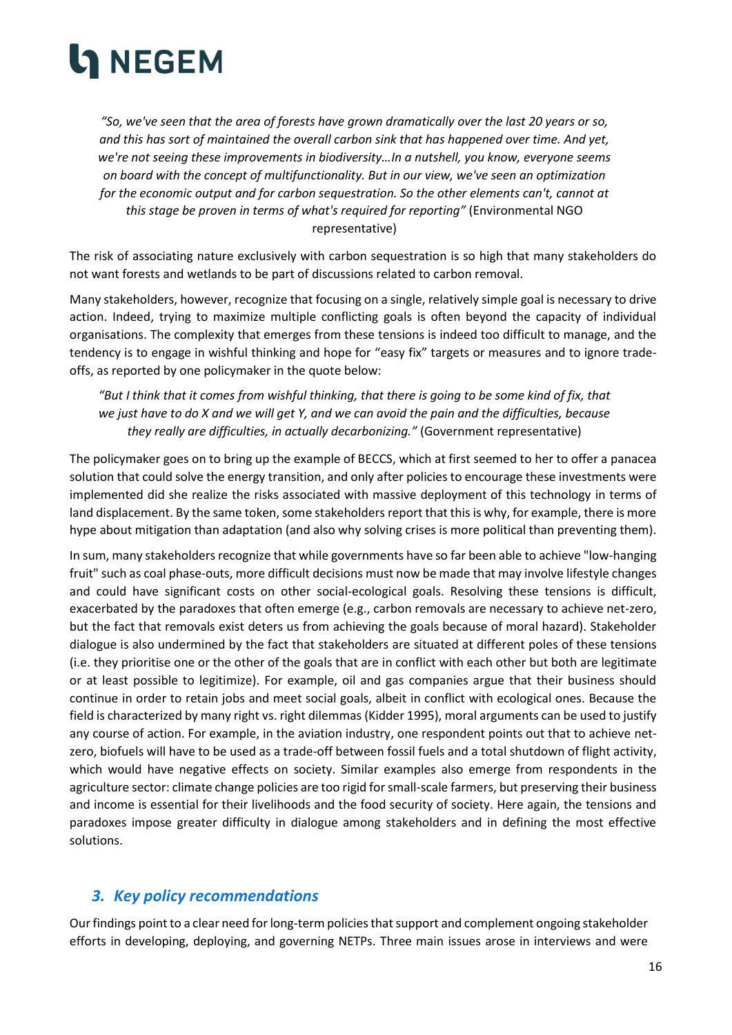*"So, we've seen that the area of forests have grown dramatically over the last 20 years or so, and this has sort of maintained the overall carbon sink that has happened over time. And yet, we're not seeing these improvements in biodiversity…In a nutshell, you know, everyone seems on board with the concept of multifunctionality. But in our view, we've seen an optimization for the economic output and for carbon sequestration. So the other elements can't, cannot at this stage be proven in terms of what's required for reporting"* (Environmental NGO representative)

The risk of associating nature exclusively with carbon sequestration is so high that many stakeholders do not want forests and wetlands to be part of discussions related to carbon removal.

Many stakeholders, however, recognize that focusing on a single, relatively simple goal is necessary to drive action. Indeed, trying to maximize multiple conflicting goals is often beyond the capacity of individual organisations. The complexity that emerges from these tensions is indeed too difficult to manage, and the tendency is to engage in wishful thinking and hope for "easy fix" targets or measures and to ignore trade-offs, as reported by one policymaker in the quote below:

*"But I think that it comes from wishful thinking, that there is going to be some kind of fix, that we just have to do X and we will get Y, and we can avoid the pain and the difficulties, because they really are difficulties, in actually decarbonizing."* (Government representative)

The policymaker goes on to bring up the example of BECCS, which at first seemed to her to offer a panacea solution that could solve the energy transition, and only after policies to encourage these investments were implemented did she realize the risks associated with massive deployment of this technology in terms of land displacement. By the same token, some stakeholders report that this is why, for example, there is more hype about mitigation than adaptation (and also why solving crises is more political than preventing them).

In sum, many stakeholders recognize that while governments have so far been able to achieve "low-hanging fruit" such as coal phase-outs, more difficult decisions must now be made that may involve lifestyle changes and could have significant costs on other social-ecological goals. Resolving these tensions is difficult, exacerbated by the paradoxes that often emerge (e.g., carbon removals are necessary to achieve net-zero, but the fact that removals exist deters us from achieving the goals because of moral hazard). Stakeholder dialogue is also undermined by the fact that stakeholders are situated at different poles of these tensions (i.e. they prioritise one or the other of the goals that are in conflict with each other but both are legitimate or at least possible to legitimize). For example, oil and gas companies argue that their business should continue in order to retain jobs and meet social goals, albeit in conflict with ecological ones. Because the field is characterized by many right vs. right dilemmas (Kidder 1995), moral arguments can be used to justify any course of action. For example, in the aviation industry, one respondent points out that to achieve net-zero, biofuels will have to be used as a trade-off between fossil fuels and a total shutdown of flight activity, which would have negative effects on society. Similar examples also emerge from respondents in the agriculture sector: climate change policies are too rigid for small-scale farmers, but preserving their business and income is essential for their livelihoods and the food security of society. Here again, the tensions and paradoxes impose greater difficulty in dialogue among stakeholders and in defining the most effective solutions.

## *3. Key policy recommendations*

Our findings point to a clear need for long-term policies that support and complement ongoing stakeholder efforts in developing, deploying, and governing NETPs. Three main issues arose in interviews and were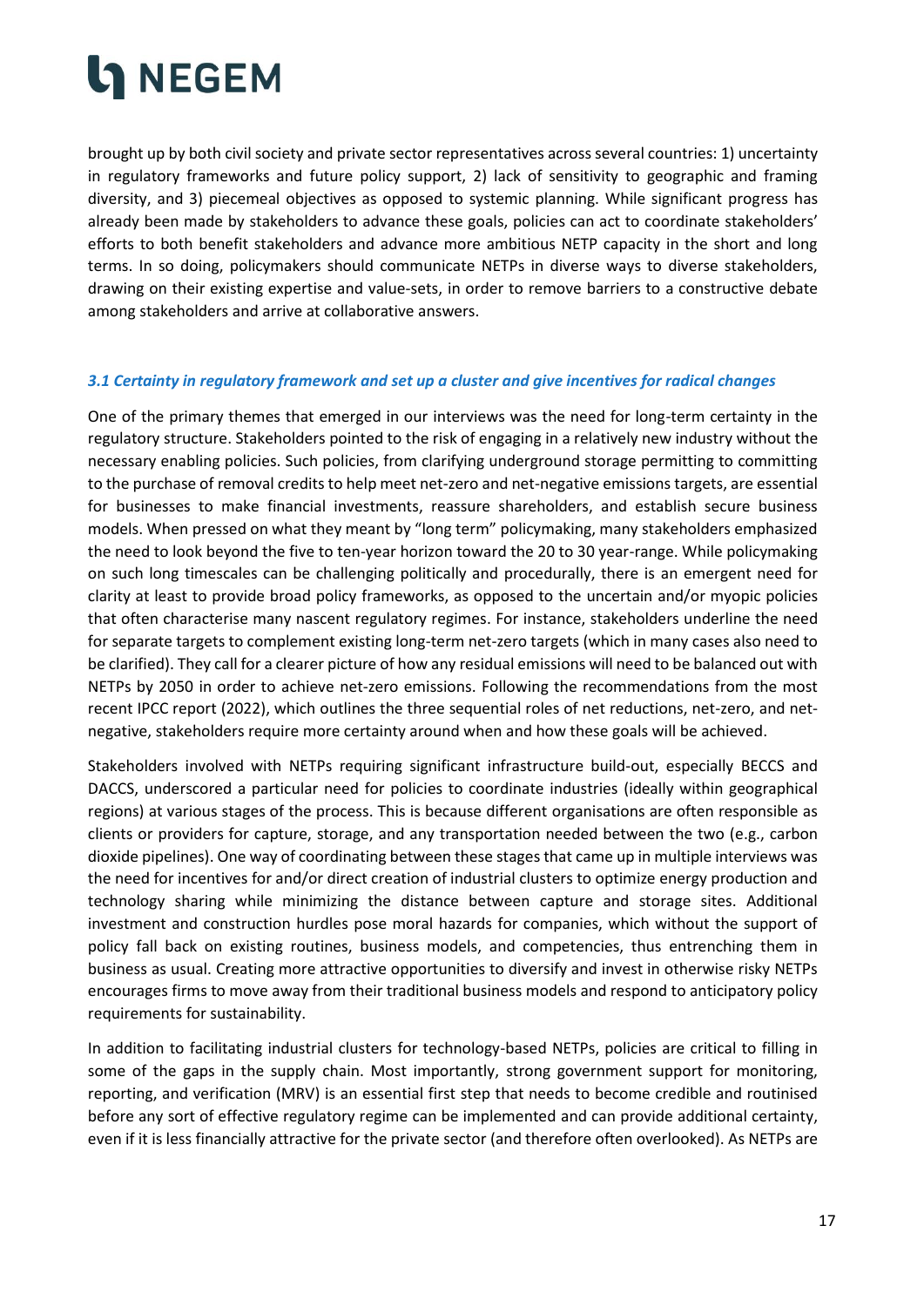brought up by both civil society and private sector representatives across several countries: 1) uncertainty in regulatory frameworks and future policy support, 2) lack of sensitivity to geographic and framing diversity, and 3) piecemeal objectives as opposed to systemic planning. While significant progress has already been made by stakeholders to advance these goals, policies can act to coordinate stakeholders' efforts to both benefit stakeholders and advance more ambitious NETP capacity in the short and long terms. In so doing, policymakers should communicate NETPs in diverse ways to diverse stakeholders, drawing on their existing expertise and value-sets, in order to remove barriers to a constructive debate among stakeholders and arrive at collaborative answers.

### *3.1 Certainty in regulatory framework and set up a cluster and give incentives for radical changes*

One of the primary themes that emerged in our interviews was the need for long-term certainty in the regulatory structure. Stakeholders pointed to the risk of engaging in a relatively new industry without the necessary enabling policies. Such policies, from clarifying underground storage permitting to committing to the purchase of removal credits to help meet net-zero and net-negative emissions targets, are essential for businesses to make financial investments, reassure shareholders, and establish secure business models. When pressed on what they meant by "long term" policymaking, many stakeholders emphasized the need to look beyond the five to ten-year horizon toward the 20 to 30 year-range. While policymaking on such long timescales can be challenging politically and procedurally, there is an emergent need for clarity at least to provide broad policy frameworks, as opposed to the uncertain and/or myopic policies that often characterise many nascent regulatory regimes. For instance, stakeholders underline the need for separate targets to complement existing long-term net-zero targets (which in many cases also need to be clarified). They call for a clearer picture of how any residual emissions will need to be balanced out with NETPs by 2050 in order to achieve net-zero emissions. Following the recommendations from the most recent IPCC report (2022), which outlines the three sequential roles of net reductions, net-zero, and net-negative, stakeholders require more certainty around when and how these goals will be achieved.

Stakeholders involved with NETPs requiring significant infrastructure build-out, especially BECCS and DACCS, underscored a particular need for policies to coordinate industries (ideally within geographical regions) at various stages of the process. This is because different organisations are often responsible as clients or providers for capture, storage, and any transportation needed between the two (e.g., carbon dioxide pipelines). One way of coordinating between these stages that came up in multiple interviews was the need for incentives for and/or direct creation of industrial clusters to optimize energy production and technology sharing while minimizing the distance between capture and storage sites. Additional investment and construction hurdles pose moral hazards for companies, which without the support of policy fall back on existing routines, business models, and competencies, thus entrenching them in business as usual. Creating more attractive opportunities to diversify and invest in otherwise risky NETPs encourages firms to move away from their traditional business models and respond to anticipatory policy requirements for sustainability.

In addition to facilitating industrial clusters for technology-based NETPs, policies are critical to filling in some of the gaps in the supply chain. Most importantly, strong government support for monitoring, reporting, and verification (MRV) is an essential first step that needs to become credible and routinised before any sort of effective regulatory regime can be implemented and can provide additional certainty, even if it is less financially attractive for the private sector (and therefore often overlooked). As NETPs are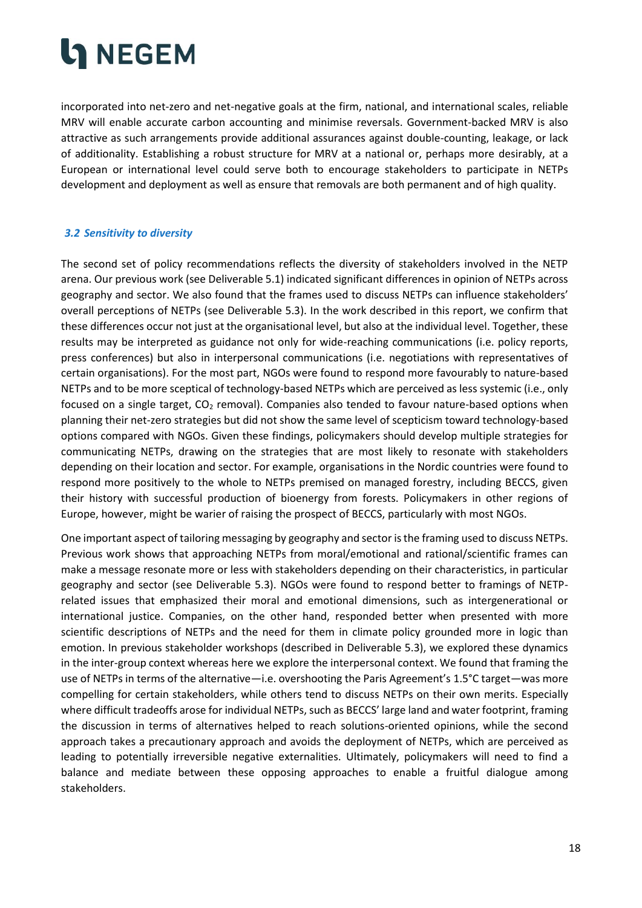incorporated into net-zero and net-negative goals at the firm, national, and international scales, reliable MRV will enable accurate carbon accounting and minimise reversals. Government-backed MRV is also attractive as such arrangements provide additional assurances against double-counting, leakage, or lack of additionality. Establishing a robust structure for MRV at a national or, perhaps more desirably, at a European or international level could serve both to encourage stakeholders to participate in NETPs development and deployment as well as ensure that removals are both permanent and of high quality.

### *3.2 Sensitivity to diversity*

The second set of policy recommendations reflects the diversity of stakeholders involved in the NETP arena. Our previous work (see Deliverable 5.1) indicated significant differences in opinion of NETPs across geography and sector. We also found that the frames used to discuss NETPs can influence stakeholders' overall perceptions of NETPs (see Deliverable 5.3). In the work described in this report, we confirm that these differences occur not just at the organisational level, but also at the individual level. Together, these results may be interpreted as guidance not only for wide-reaching communications (i.e. policy reports, press conferences) but also in interpersonal communications (i.e. negotiations with representatives of certain organisations). For the most part, NGOs were found to respond more favourably to nature-based NETPs and to be more sceptical of technology-based NETPs which are perceived as less systemic (i.e., only focused on a single target, $CO_2$ removal). Companies also tended to favour nature-based options when planning their net-zero strategies but did not show the same level of scepticism toward technology-based options compared with NGOs. Given these findings, policymakers should develop multiple strategies for communicating NETPs, drawing on the strategies that are most likely to resonate with stakeholders depending on their location and sector. For example, organisations in the Nordic countries were found to respond more positively to the whole to NETPs premised on managed forestry, including BECCS, given their history with successful production of bioenergy from forests. Policymakers in other regions of Europe, however, might be warier of raising the prospect of BECCS, particularly with most NGOs.

One important aspect of tailoring messaging by geography and sector is the framing used to discuss NETPs. Previous work shows that approaching NETPs from moral/emotional and rational/scientific frames can make a message resonate more or less with stakeholders depending on their characteristics, in particular geography and sector (see Deliverable 5.3). NGOs were found to respond better to framings of NETP-related issues that emphasized their moral and emotional dimensions, such as intergenerational or international justice. Companies, on the other hand, responded better when presented with more scientific descriptions of NETPs and the need for them in climate policy grounded more in logic than emotion. In previous stakeholder workshops (described in Deliverable 5.3), we explored these dynamics in the inter-group context whereas here we explore the interpersonal context. We found that framing the use of NETPs in terms of the alternative—i.e. overshooting the Paris Agreement's 1.5°C target—was more compelling for certain stakeholders, while others tend to discuss NETPs on their own merits. Especially where difficult tradeoffs arose for individual NETPs, such as BECCS' large land and water footprint, framing the discussion in terms of alternatives helped to reach solutions-oriented opinions, while the second approach takes a precautionary approach and avoids the deployment of NETPs, which are perceived as leading to potentially irreversible negative externalities. Ultimately, policymakers will need to find a balance and mediate between these opposing approaches to enable a fruitful dialogue among stakeholders.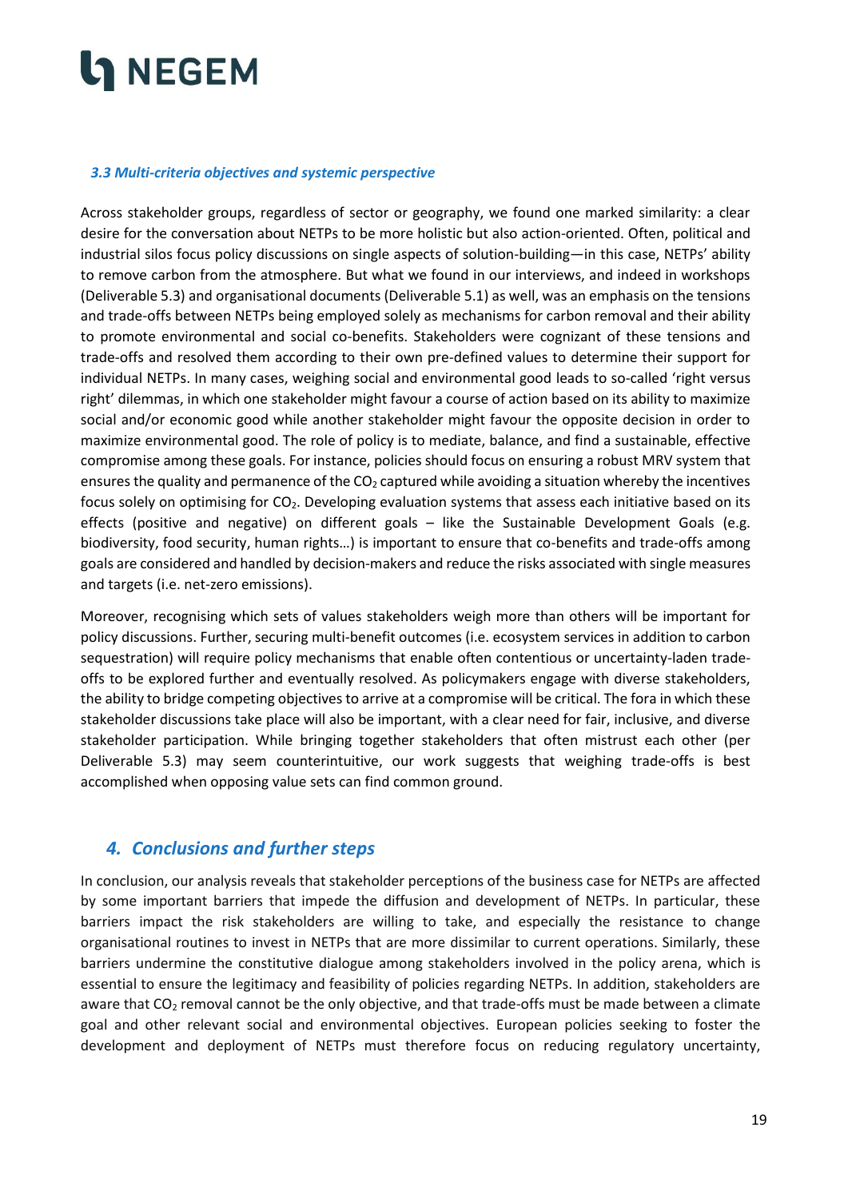### *3.3 Multi-criteria objectives and systemic perspective*

Across stakeholder groups, regardless of sector or geography, we found one marked similarity: a clear desire for the conversation about NETPs to be more holistic but also action-oriented. Often, political and industrial silos focus policy discussions on single aspects of solution-building—in this case, NETPs' ability to remove carbon from the atmosphere. But what we found in our interviews, and indeed in workshops (Deliverable 5.3) and organisational documents (Deliverable 5.1) as well, was an emphasis on the tensions and trade-offs between NETPs being employed solely as mechanisms for carbon removal and their ability to promote environmental and social co-benefits. Stakeholders were cognizant of these tensions and trade-offs and resolved them according to their own pre-defined values to determine their support for individual NETPs. In many cases, weighing social and environmental good leads to so-called 'right versus right' dilemmas, in which one stakeholder might favour a course of action based on its ability to maximize social and/or economic good while another stakeholder might favour the opposite decision in order to maximize environmental good. The role of policy is to mediate, balance, and find a sustainable, effective compromise among these goals. For instance, policies should focus on ensuring a robust MRV system that ensures the quality and permanence of the $CO_2$ captured while avoiding a situation whereby the incentives focus solely on optimising for $CO_2$. Developing evaluation systems that assess each initiative based on its effects (positive and negative) on different goals – like the Sustainable Development Goals (e.g. biodiversity, food security, human rights…) is important to ensure that co-benefits and trade-offs among goals are considered and handled by decision-makers and reduce the risks associated with single measures and targets (i.e. net-zero emissions).

Moreover, recognising which sets of values stakeholders weigh more than others will be important for policy discussions. Further, securing multi-benefit outcomes (i.e. ecosystem services in addition to carbon sequestration) will require policy mechanisms that enable often contentious or uncertainty-laden trade-offs to be explored further and eventually resolved. As policymakers engage with diverse stakeholders, the ability to bridge competing objectives to arrive at a compromise will be critical. The fora in which these stakeholder discussions take place will also be important, with a clear need for fair, inclusive, and diverse stakeholder participation. While bringing together stakeholders that often mistrust each other (per Deliverable 5.3) may seem counterintuitive, our work suggests that weighing trade-offs is best accomplished when opposing value sets can find common ground.

## *4. Conclusions and further steps*

In conclusion, our analysis reveals that stakeholder perceptions of the business case for NETPs are affected by some important barriers that impede the diffusion and development of NETPs. In particular, these barriers impact the risk stakeholders are willing to take, and especially the resistance to change organisational routines to invest in NETPs that are more dissimilar to current operations. Similarly, these barriers undermine the constitutive dialogue among stakeholders involved in the policy arena, which is essential to ensure the legitimacy and feasibility of policies regarding NETPs. In addition, stakeholders are aware that $CO_2$ removal cannot be the only objective, and that trade-offs must be made between a climate goal and other relevant social and environmental objectives. European policies seeking to foster the development and deployment of NETPs must therefore focus on reducing regulatory uncertainty,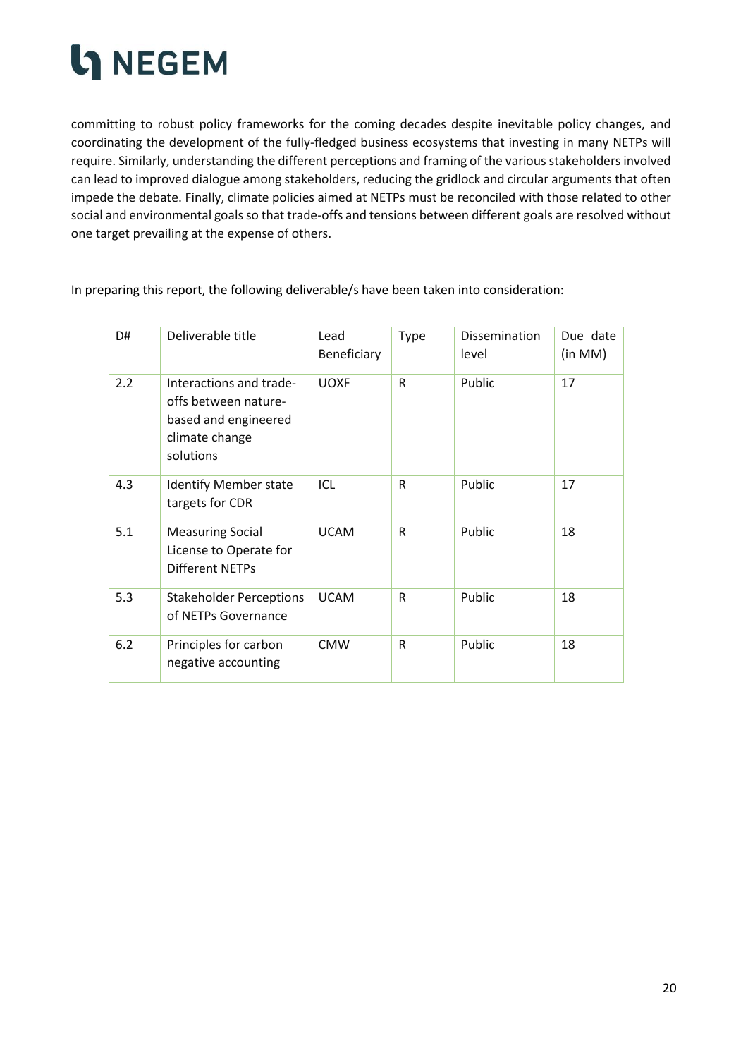committing to robust policy frameworks for the coming decades despite inevitable policy changes, and coordinating the development of the fully-fledged business ecosystems that investing in many NETPs will require. Similarly, understanding the different perceptions and framing of the various stakeholders involved can lead to improved dialogue among stakeholders, reducing the gridlock and circular arguments that often impede the debate. Finally, climate policies aimed at NETPs must be reconciled with those related to other social and environmental goals so that trade-offs and tensions between different goals are resolved without one target prevailing at the expense of others.

In preparing this report, the following deliverable/s have been taken into consideration:

| D# | Deliverable title | Lead Beneficiary | Type | Dissemination level | Due date (in MM) |
|---|---|---|---|---|---|
| 2.2 | Interactions and trade-offs between nature-based and engineered climate change solutions | UOXF | R | Public | 17 |
| 4.3 | Identify Member state targets for CDR | ICL | R | Public | 17 |
| 5.1 | Measuring Social License to Operate for Different NETPs | UCAM | R | Public | 18 |
| 5.3 | Stakeholder Perceptions of NETPs Governance | UCAM | R | Public | 18 |
| 6.2 | Principles for carbon negative accounting | CMW | R | Public | 18 |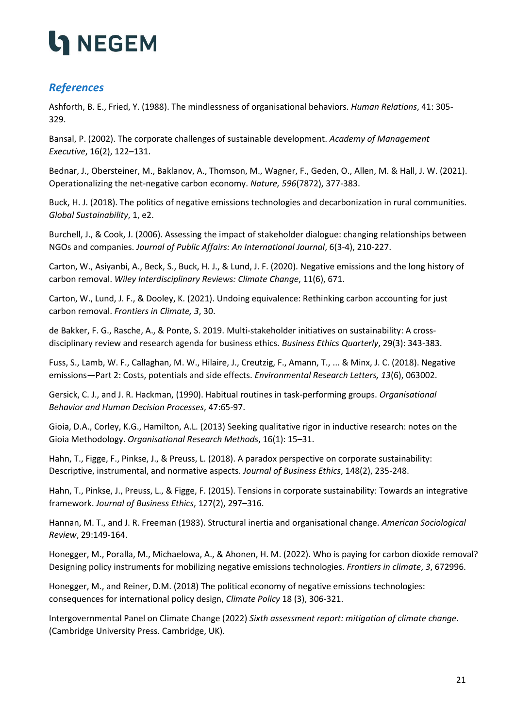## *References*

Ashforth, B. E., Fried, Y. (1988). The mindlessness of organisational behaviors. *Human Relations*, 41: 305-329.

Bansal, P. (2002). The corporate challenges of sustainable development. *Academy of Management Executive*, 16(2), 122–131.

Bednar, J., Obersteiner, M., Baklanov, A., Thomson, M., Wagner, F., Geden, O., Allen, M. & Hall, J. W. (2021). Operationalizing the net-negative carbon economy. *Nature, 596*(7872), 377-383.

Buck, H. J. (2018). The politics of negative emissions technologies and decarbonization in rural communities. *Global Sustainability*, 1, e2.

Burchell, J., & Cook, J. (2006). Assessing the impact of stakeholder dialogue: changing relationships between NGOs and companies. *Journal of Public Affairs: An International Journal*, 6(3-4), 210-227.

Carton, W., Asiyanbi, A., Beck, S., Buck, H. J., & Lund, J. F. (2020). Negative emissions and the long history of carbon removal. *Wiley Interdisciplinary Reviews: Climate Change*, 11(6), 671.

Carton, W., Lund, J. F., & Dooley, K. (2021). Undoing equivalence: Rethinking carbon accounting for just carbon removal. *Frontiers in Climate, 3*, 30.

de Bakker, F. G., Rasche, A., & Ponte, S. 2019. Multi-stakeholder initiatives on sustainability: A cross-disciplinary review and research agenda for business ethics. *Business Ethics Quarterly*, 29(3): 343-383.

Fuss, S., Lamb, W. F., Callaghan, M. W., Hilaire, J., Creutzig, F., Amann, T., ... & Minx, J. C. (2018). Negative emissions—Part 2: Costs, potentials and side effects. *Environmental Research Letters, 13*(6), 063002.

Gersick, C. J., and J. R. Hackman, (1990). Habitual routines in task-performing groups. *Organisational Behavior and Human Decision Processes*, 47:65-97.

Gioia, D.A., Corley, K.G., Hamilton, A.L. (2013) Seeking qualitative rigor in inductive research: notes on the Gioia Methodology. *Organisational Research Methods*, 16(1): 15–31.

Hahn, T., Figge, F., Pinkse, J., & Preuss, L. (2018). A paradox perspective on corporate sustainability: Descriptive, instrumental, and normative aspects. *Journal of Business Ethics*, 148(2), 235-248.

Hahn, T., Pinkse, J., Preuss, L., & Figge, F. (2015). Tensions in corporate sustainability: Towards an integrative framework. *Journal of Business Ethics*, 127(2), 297–316.

Hannan, M. T., and J. R. Freeman (1983). Structural inertia and organisational change. *American Sociological Review*, 29:149-164.

Honegger, M., Poralla, M., Michaelowa, A., & Ahonen, H. M. (2022). Who is paying for carbon dioxide removal? Designing policy instruments for mobilizing negative emissions technologies. *Frontiers in climate*, *3*, 672996.

Honegger, M., and Reiner, D.M. (2018) The political economy of negative emissions technologies: consequences for international policy design, *Climate Policy* 18 (3), 306-321.

Intergovernmental Panel on Climate Change (2022) *Sixth assessment report: mitigation of climate change*. (Cambridge University Press. Cambridge, UK).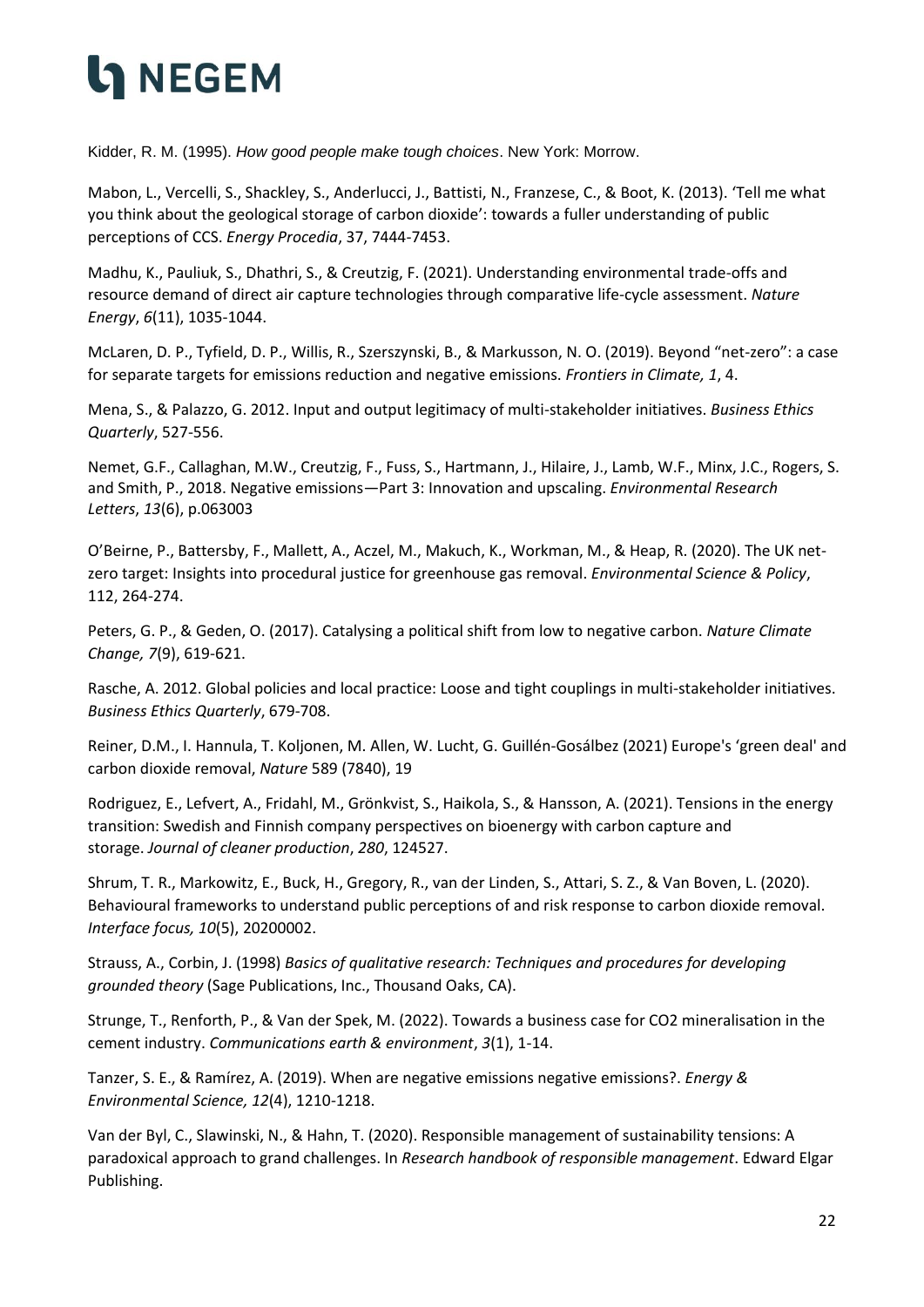Kidder, R. M. (1995). *How good people make tough choices*. New York: Morrow.

Mabon, L., Vercelli, S., Shackley, S., Anderlucci, J., Battisti, N., Franzese, C., & Boot, K. (2013). 'Tell me what you think about the geological storage of carbon dioxide': towards a fuller understanding of public perceptions of CCS. *Energy Procedia*, 37, 7444-7453.

Madhu, K., Pauliuk, S., Dhathri, S., & Creutzig, F. (2021). Understanding environmental trade-offs and resource demand of direct air capture technologies through comparative life-cycle assessment. *Nature Energy*, *6*(11), 1035-1044.

McLaren, D. P., Tyfield, D. P., Willis, R., Szerszynski, B., & Markusson, N. O. (2019). Beyond "net-zero": a case for separate targets for emissions reduction and negative emissions. *Frontiers in Climate, 1*, 4.

Mena, S., & Palazzo, G. 2012. Input and output legitimacy of multi-stakeholder initiatives. *Business Ethics Quarterly*, 527-556.

Nemet, G.F., Callaghan, M.W., Creutzig, F., Fuss, S., Hartmann, J., Hilaire, J., Lamb, W.F., Minx, J.C., Rogers, S. and Smith, P., 2018. Negative emissions—Part 3: Innovation and upscaling. *Environmental Research Letters*, *13*(6), p.063003

O'Beirne, P., Battersby, F., Mallett, A., Aczel, M., Makuch, K., Workman, M., & Heap, R. (2020). The UK net-zero target: Insights into procedural justice for greenhouse gas removal. *Environmental Science & Policy*, 112, 264-274.

Peters, G. P., & Geden, O. (2017). Catalysing a political shift from low to negative carbon. *Nature Climate Change, 7*(9), 619-621.

Rasche, A. 2012. Global policies and local practice: Loose and tight couplings in multi-stakeholder initiatives. *Business Ethics Quarterly*, 679-708.

Reiner, D.M., I. Hannula, T. Koljonen, M. Allen, W. Lucht, G. Guillén-Gosálbez (2021) Europe's 'green deal' and carbon dioxide removal, *Nature* 589 (7840), 19

Rodriguez, E., Lefvert, A., Fridahl, M., Grönkvist, S., Haikola, S., & Hansson, A. (2021). Tensions in the energy transition: Swedish and Finnish company perspectives on bioenergy with carbon capture and storage. *Journal of cleaner production*, *280*, 124527.

Shrum, T. R., Markowitz, E., Buck, H., Gregory, R., van der Linden, S., Attari, S. Z., & Van Boven, L. (2020). Behavioural frameworks to understand public perceptions of and risk response to carbon dioxide removal. *Interface focus, 10*(5), 20200002.

Strauss, A., Corbin, J. (1998) *Basics of qualitative research: Techniques and procedures for developing grounded theory* (Sage Publications, Inc., Thousand Oaks, CA).

Strunge, T., Renforth, P., & Van der Spek, M. (2022). Towards a business case for CO2 mineralisation in the cement industry. *Communications earth & environment*, *3*(1), 1-14.

Tanzer, S. E., & Ramírez, A. (2019). When are negative emissions negative emissions?. *Energy & Environmental Science, 12*(4), 1210-1218.

Van der Byl, C., Slawinski, N., & Hahn, T. (2020). Responsible management of sustainability tensions: A paradoxical approach to grand challenges. In *Research handbook of responsible management*. Edward Elgar Publishing.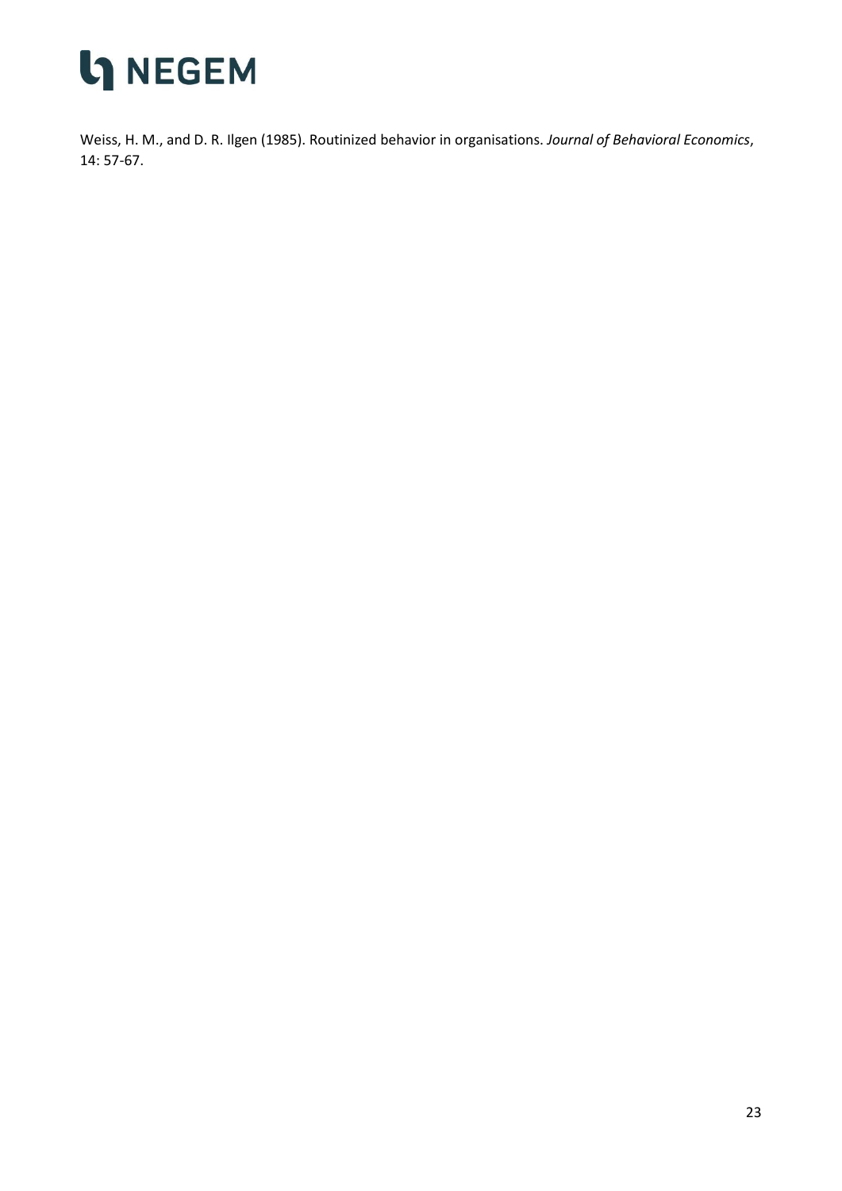Weiss, H. M., and D. R. Ilgen (1985). Routinized behavior in organisations. *Journal of Behavioral Economics*, 14: 57-67.